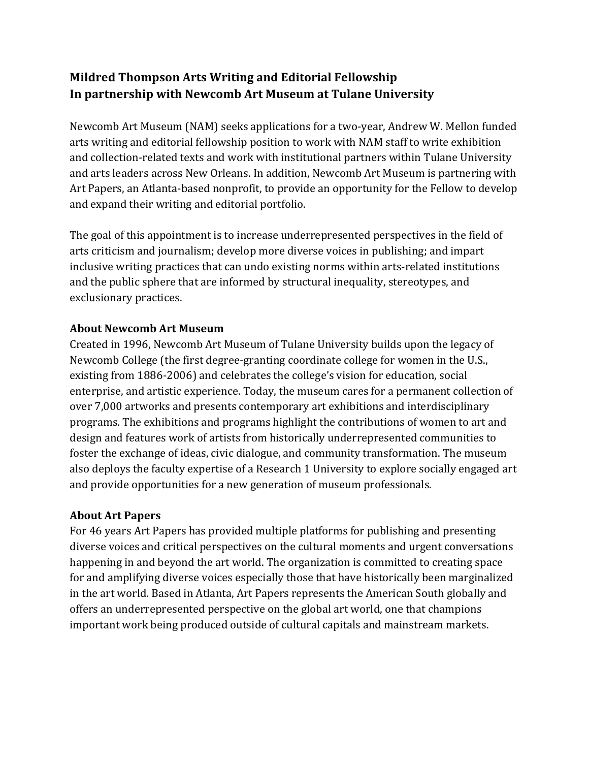# Mildred Thompson Arts Writing and Editorial Fellowship
# In partnership with Newcomb Art Museum at Tulane University

Newcomb Art Museum (NAM) seeks applications for a two-year, Andrew W. Mellon funded arts writing and editorial fellowship position to work with NAM staff to write exhibition and collection-related texts and work with institutional partners within Tulane University and arts leaders across New Orleans. In addition, Newcomb Art Museum is partnering with Art Papers, an Atlanta-based nonprofit, to provide an opportunity for the Fellow to develop and expand their writing and editorial portfolio.

The goal of this appointment is to increase underrepresented perspectives in the field of arts criticism and journalism; develop more diverse voices in publishing; and impart inclusive writing practices that can undo existing norms within arts-related institutions and the public sphere that are informed by structural inequality, stereotypes, and exclusionary practices.

## About Newcomb Art Museum

Created in 1996, Newcomb Art Museum of Tulane University builds upon the legacy of Newcomb College (the first degree-granting coordinate college for women in the U.S., existing from 1886-2006) and celebrates the college's vision for education, social enterprise, and artistic experience. Today, the museum cares for a permanent collection of over 7,000 artworks and presents contemporary art exhibitions and interdisciplinary programs. The exhibitions and programs highlight the contributions of women to art and design and features work of artists from historically underrepresented communities to foster the exchange of ideas, civic dialogue, and community transformation. The museum also deploys the faculty expertise of a Research 1 University to explore socially engaged art and provide opportunities for a new generation of museum professionals.

## About Art Papers

For 46 years Art Papers has provided multiple platforms for publishing and presenting diverse voices and critical perspectives on the cultural moments and urgent conversations happening in and beyond the art world. The organization is committed to creating space for and amplifying diverse voices especially those that have historically been marginalized in the art world. Based in Atlanta, Art Papers represents the American South globally and offers an underrepresented perspective on the global art world, one that champions important work being produced outside of cultural capitals and mainstream markets.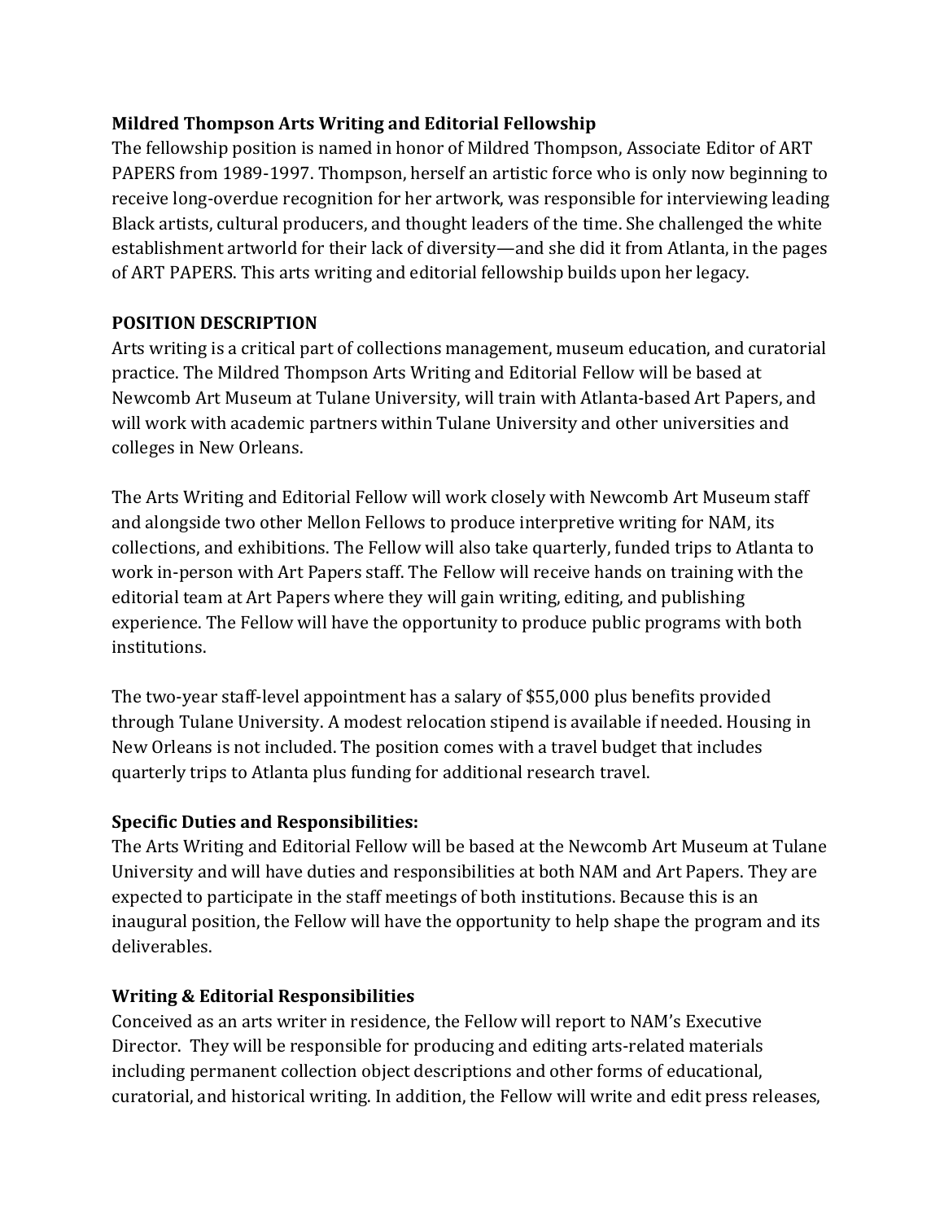**Mildred Thompson Arts Writing and Editorial Fellowship**

The fellowship position is named in honor of Mildred Thompson, Associate Editor of ART PAPERS from 1989-1997. Thompson, herself an artistic force who is only now beginning to receive long-overdue recognition for her artwork, was responsible for interviewing leading Black artists, cultural producers, and thought leaders of the time. She challenged the white establishment artworld for their lack of diversity—and she did it from Atlanta, in the pages of ART PAPERS. This arts writing and editorial fellowship builds upon her legacy.

**POSITION DESCRIPTION**

Arts writing is a critical part of collections management, museum education, and curatorial practice. The Mildred Thompson Arts Writing and Editorial Fellow will be based at Newcomb Art Museum at Tulane University, will train with Atlanta-based Art Papers, and will work with academic partners within Tulane University and other universities and colleges in New Orleans.

The Arts Writing and Editorial Fellow will work closely with Newcomb Art Museum staff and alongside two other Mellon Fellows to produce interpretive writing for NAM, its collections, and exhibitions. The Fellow will also take quarterly, funded trips to Atlanta to work in-person with Art Papers staff. The Fellow will receive hands on training with the editorial team at Art Papers where they will gain writing, editing, and publishing experience. The Fellow will have the opportunity to produce public programs with both institutions.

The two-year staff-level appointment has a salary of $55,000 plus benefits provided through Tulane University. A modest relocation stipend is available if needed. Housing in New Orleans is not included. The position comes with a travel budget that includes quarterly trips to Atlanta plus funding for additional research travel.

**Specific Duties and Responsibilities:**

The Arts Writing and Editorial Fellow will be based at the Newcomb Art Museum at Tulane University and will have duties and responsibilities at both NAM and Art Papers. They are expected to participate in the staff meetings of both institutions. Because this is an inaugural position, the Fellow will have the opportunity to help shape the program and its deliverables.

**Writing & Editorial Responsibilities**

Conceived as an arts writer in residence, the Fellow will report to NAM's Executive Director. They will be responsible for producing and editing arts-related materials including permanent collection object descriptions and other forms of educational, curatorial, and historical writing. In addition, the Fellow will write and edit press releases,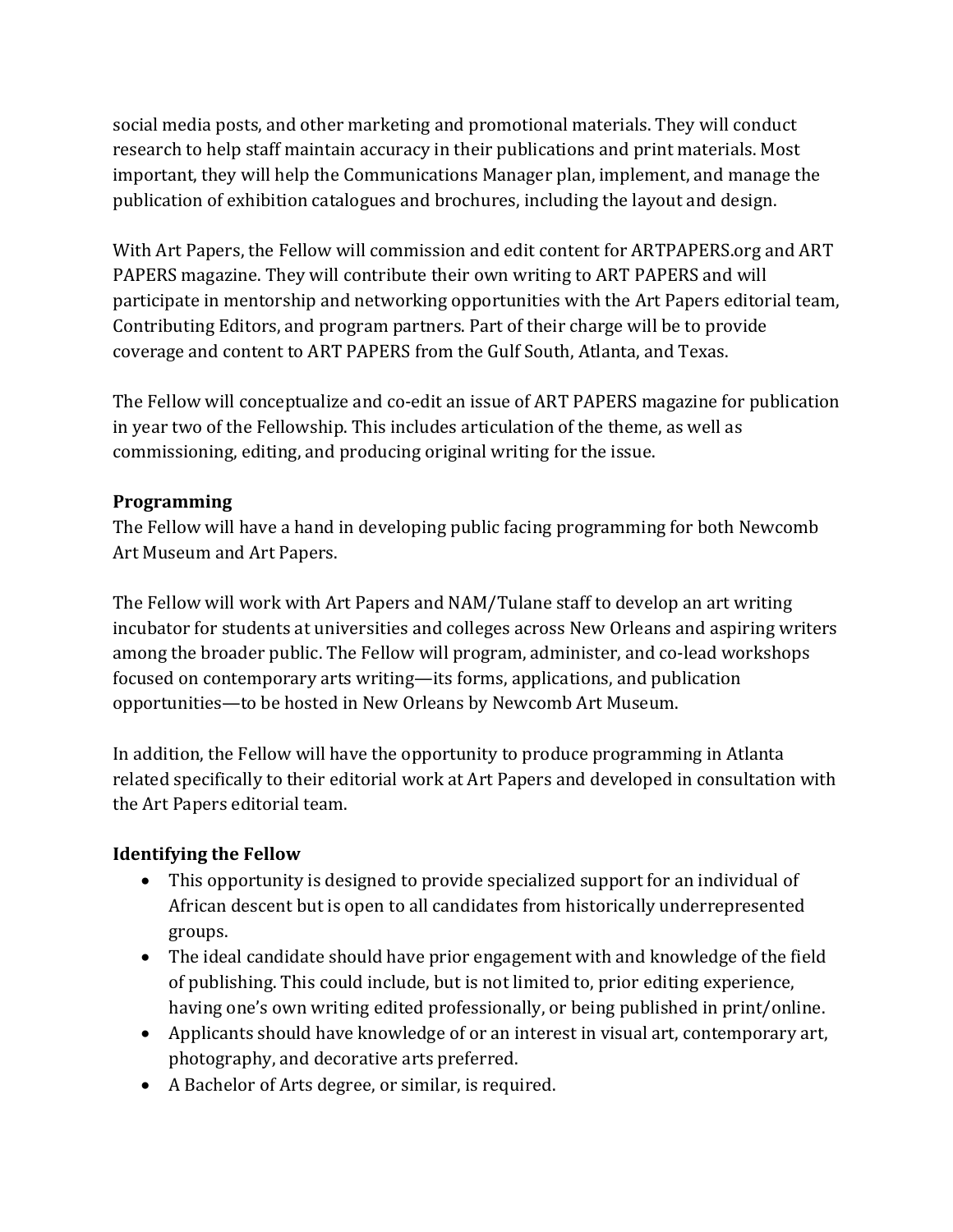social media posts, and other marketing and promotional materials. They will conduct research to help staff maintain accuracy in their publications and print materials. Most important, they will help the Communications Manager plan, implement, and manage the publication of exhibition catalogues and brochures, including the layout and design.

With Art Papers, the Fellow will commission and edit content for ARTPAPERS.org and ART PAPERS magazine. They will contribute their own writing to ART PAPERS and will participate in mentorship and networking opportunities with the Art Papers editorial team, Contributing Editors, and program partners. Part of their charge will be to provide coverage and content to ART PAPERS from the Gulf South, Atlanta, and Texas.

The Fellow will conceptualize and co-edit an issue of ART PAPERS magazine for publication in year two of the Fellowship. This includes articulation of the theme, as well as commissioning, editing, and producing original writing for the issue.

**Programming**

The Fellow will have a hand in developing public facing programming for both Newcomb Art Museum and Art Papers.

The Fellow will work with Art Papers and NAM/Tulane staff to develop an art writing incubator for students at universities and colleges across New Orleans and aspiring writers among the broader public. The Fellow will program, administer, and co-lead workshops focused on contemporary arts writing—its forms, applications, and publication opportunities—to be hosted in New Orleans by Newcomb Art Museum.

In addition, the Fellow will have the opportunity to produce programming in Atlanta related specifically to their editorial work at Art Papers and developed in consultation with the Art Papers editorial team.

**Identifying the Fellow**

- This opportunity is designed to provide specialized support for an individual of African descent but is open to all candidates from historically underrepresented groups.
- The ideal candidate should have prior engagement with and knowledge of the field of publishing. This could include, but is not limited to, prior editing experience, having one's own writing edited professionally, or being published in print/online.
- Applicants should have knowledge of or an interest in visual art, contemporary art, photography, and decorative arts preferred.
- A Bachelor of Arts degree, or similar, is required.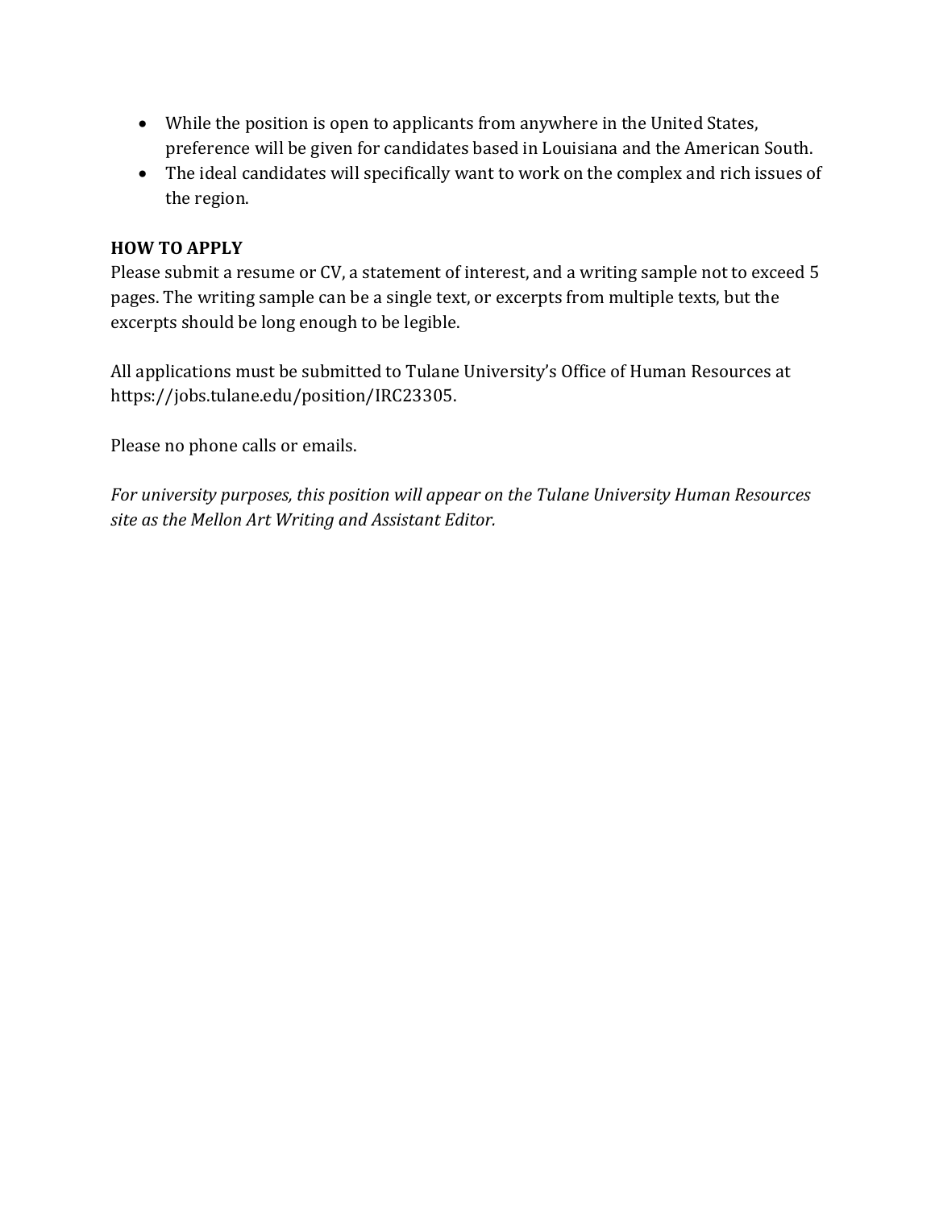- While the position is open to applicants from anywhere in the United States, preference will be given for candidates based in Louisiana and the American South.
- The ideal candidates will specifically want to work on the complex and rich issues of the region.

**HOW TO APPLY**

Please submit a resume or CV, a statement of interest, and a writing sample not to exceed 5 pages. The writing sample can be a single text, or excerpts from multiple texts, but the excerpts should be long enough to be legible.

All applications must be submitted to Tulane University's Office of Human Resources at https://jobs.tulane.edu/position/IRC23305.

Please no phone calls or emails.

*For university purposes, this position will appear on the Tulane University Human Resources site as the Mellon Art Writing and Assistant Editor.*